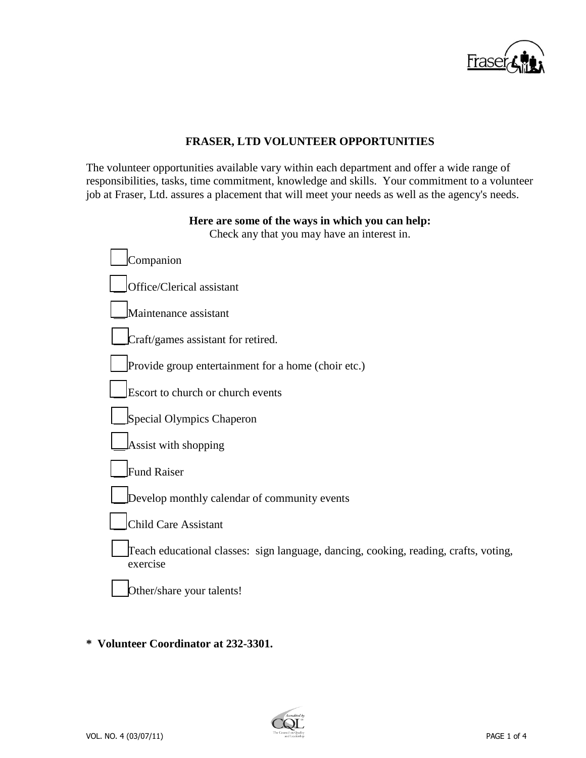# FRASER, LTD VOLUNTEER OPPORTUNITIES

The volunteer opportunities available vary within each department and offer a wide range of responsibilities, tasks, time commitment, knowledge and skills. Your commitment to a volunteer job at Fraser, Ltd. assures a placement that will meet your needs as well as the agency's needs.

**Here are some of the ways in which you can help:**
Check any that you may have an interest in.

- [ ] Companion
- [ ] Office/Clerical assistant
- [ ] Maintenance assistant
- [ ] Craft/games assistant for retired.
- [ ] Provide group entertainment for a home (choir etc.)
- [ ] Escort to church or church events
- [ ] Special Olympics Chaperon
- [ ] Assist with shopping
- [ ] Fund Raiser
- [ ] Develop monthly calendar of community events
- [ ] Child Care Assistant
- [ ] Teach educational classes: sign language, dancing, cooking, reading, crafts, voting, exercise
- [ ] Other/share your talents!

**\* Volunteer Coordinator at 232-3301.**

VOL. NO. 4 (03/07/11)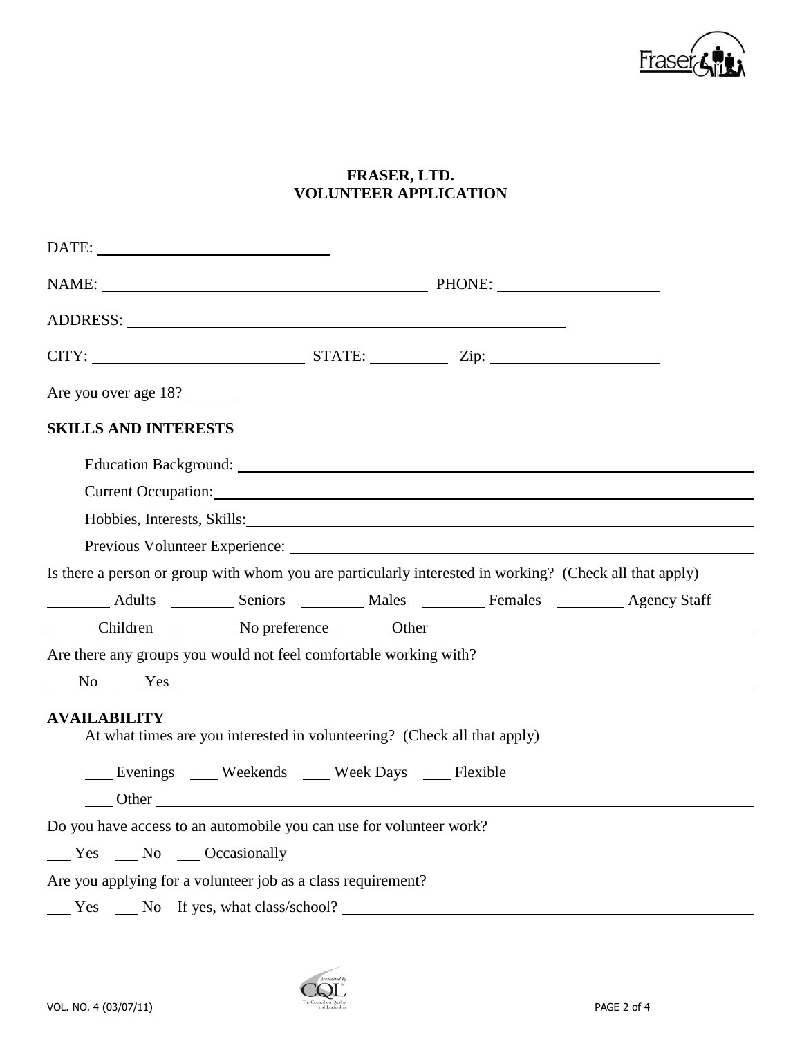# FRASER, LTD.
# VOLUNTEER APPLICATION

DATE: ______________________________

NAME: ________________________________________ PHONE: ____________________

ADDRESS: ________________________________________________________

CITY: __________________________ STATE: __________ Zip: _____________________

Are you over age 18? ______

## SKILLS AND INTERESTS

Education Background: ________________________________________________________________

Current Occupation: ________________________________________________________________

Hobbies, Interests, Skills: ________________________________________________________________

Previous Volunteer Experience: ________________________________________________________________

Is there a person or group with whom you are particularly interested in working? (Check all that apply)

________ Adults ________ Seniors ________ Males ________ Females ________ Agency Staff

______ Children ________ No preference ______ Other ________________________________________

Are there any groups you would not feel comfortable working with?

___ No ___ Yes ________________________________________________________________

## AVAILABILITY

At what times are you interested in volunteering? (Check all that apply)

___ Evenings ___ Weekends ___ Week Days ___ Flexible

___ Other ________________________________________________________________

Do you have access to an automobile you can use for volunteer work?

___ Yes ___ No ___ Occasionally

Are you applying for a volunteer job as a class requirement?

___ Yes ___ No If yes, what class/school? ________________________________________________

VOL. NO. 4 (03/07/11)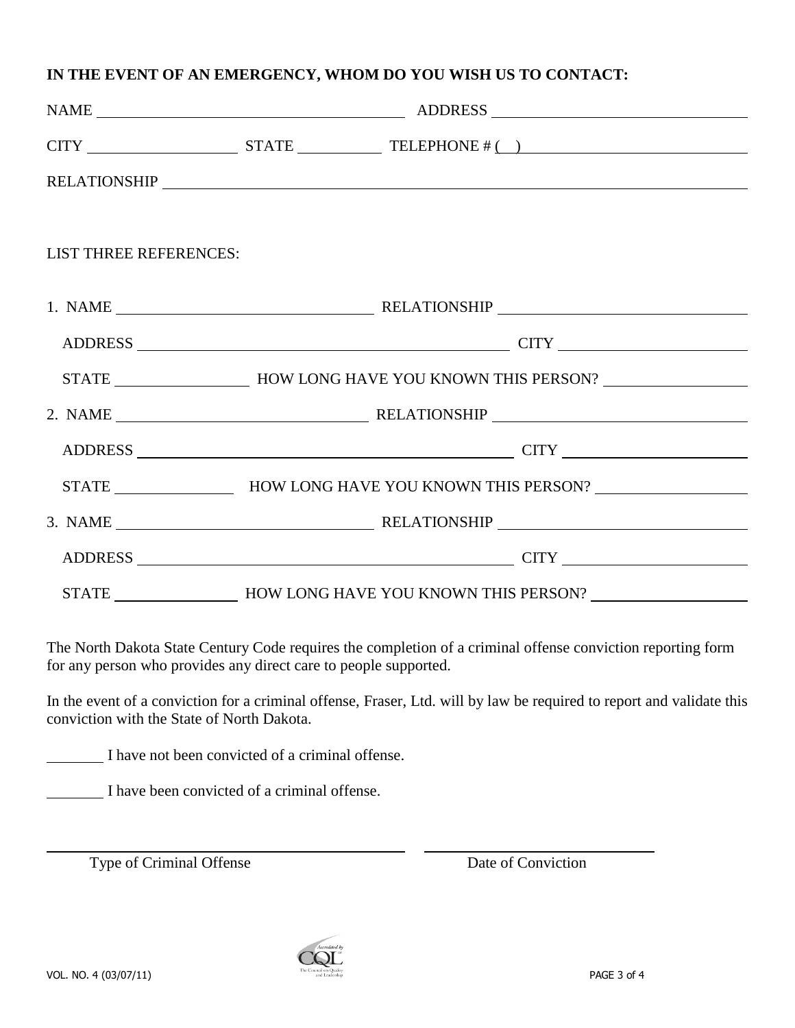**IN THE EVENT OF AN EMERGENCY, WHOM DO YOU WISH US TO CONTACT:**

NAME ______________________________ ADDRESS ______________________________

CITY ____________________ STATE ____________ TELEPHONE # ( ) ______________________________

RELATIONSHIP ______________________________________________________________

LIST THREE REFERENCES:

1. NAME ______________________________ RELATIONSHIP ______________________________

   ADDRESS ______________________________________________ CITY ______________________

   STATE ________________ HOW LONG HAVE YOU KNOWN THIS PERSON? __________________

2. NAME ______________________________ RELATIONSHIP ______________________________

   ADDRESS ______________________________________________ CITY ______________________

   STATE ________________ HOW LONG HAVE YOU KNOWN THIS PERSON? __________________

3. NAME ______________________________ RELATIONSHIP ______________________________

   ADDRESS ______________________________________________ CITY ______________________

   STATE ________________ HOW LONG HAVE YOU KNOWN THIS PERSON? __________________

The North Dakota State Century Code requires the completion of a criminal offense conviction reporting form for any person who provides any direct care to people supported.

In the event of a conviction for a criminal offense, Fraser, Ltd. will by law be required to report and validate this conviction with the State of North Dakota.

________ I have not been convicted of a criminal offense.

________ I have been convicted of a criminal offense.

______________________________ ______________________________

Type of Criminal Offense Date of Conviction

VOL. NO. 4 (03/07/11)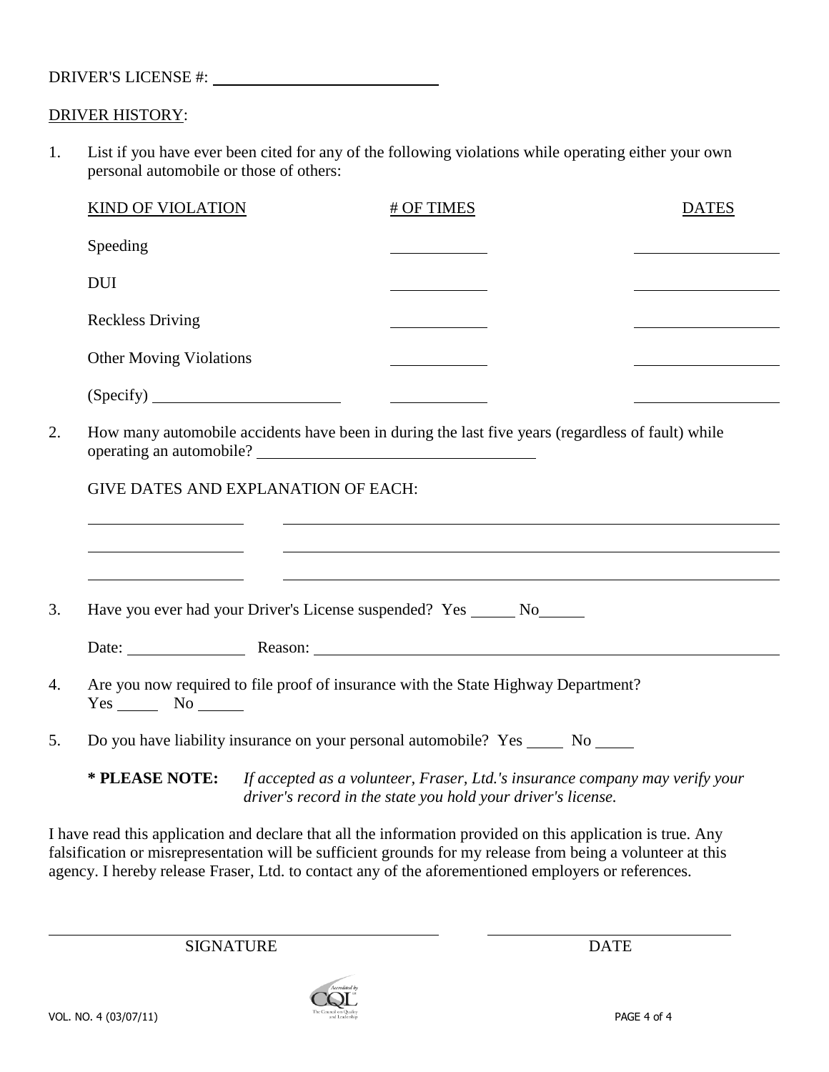DRIVER'S LICENSE #: ____________________________

DRIVER HISTORY:

1. List if you have ever been cited for any of the following violations while operating either your own personal automobile or those of others:

| KIND OF VIOLATION | # OF TIMES | DATES |
|---|---|---|
| Speeding | ____________ | __________________ |
| DUI | ____________ | __________________ |
| Reckless Driving | ____________ | __________________ |
| Other Moving Violations | ____________ | __________________ |
| (Specify) ______________________ | ____________ | __________________ |

2. How many automobile accidents have been in during the last five years (regardless of fault) while operating an automobile? ________________________________

   GIVE DATES AND EXPLANATION OF EACH:

   __________________ ____________________________________________________________

   __________________ ____________________________________________________________

   __________________ ____________________________________________________________

3. Have you ever had your Driver's License suspended? Yes _____ No_____

   Date: ______________ Reason: ____________________________________________________________

4. Are you now required to file proof of insurance with the State Highway Department?
   Yes _____ No _____

5. Do you have liability insurance on your personal automobile? Yes ____ No ____

   **\* PLEASE NOTE:** *If accepted as a volunteer, Fraser, Ltd.'s insurance company may verify your driver's record in the state you hold your driver's license.*

I have read this application and declare that all the information provided on this application is true. Any falsification or misrepresentation will be sufficient grounds for my release from being a volunteer at this agency. I hereby release Fraser, Ltd. to contact any of the aforementioned employers or references.

______________________________________________ ______________________________

SIGNATURE DATE

VOL. NO. 4 (03/07/11)